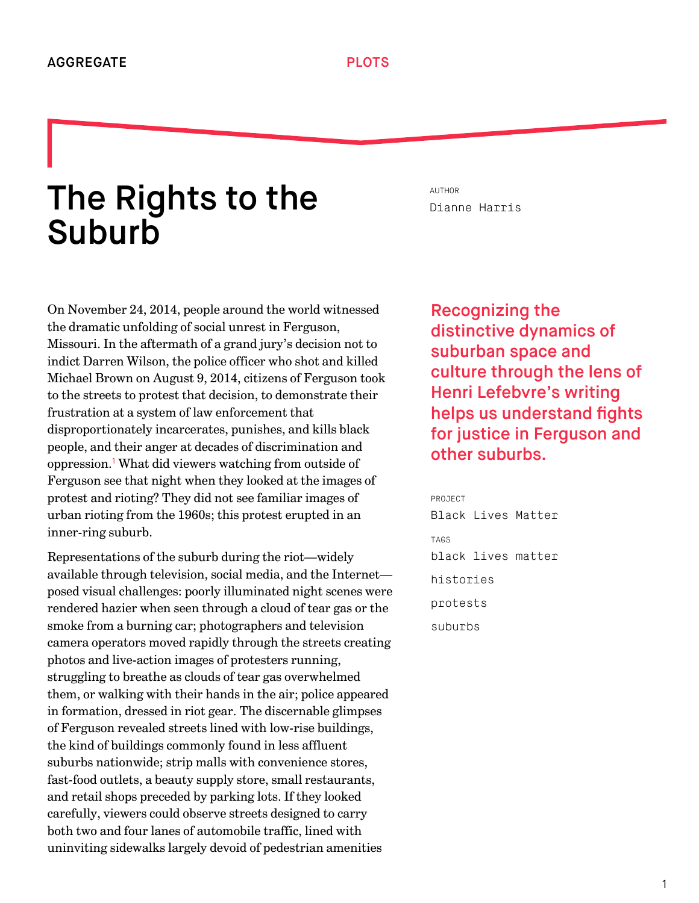AGGREGATE PLOTS

# The Rights to the Suburb

AUTHOR

Dianne Harris

**Recognizing the distinctive dynamics of suburban space and culture through the lens of Henri Lefebvre's writing helps us understand fights for justice in Ferguson and other suburbs.**

PROJECT

Black Lives Matter

TAGS

black lives matter

histories

protests

suburbs

On November 24, 2014, people around the world witnessed the dramatic unfolding of social unrest in Ferguson, Missouri. In the aftermath of a grand jury's decision not to indict Darren Wilson, the police officer who shot and killed Michael Brown on August 9, 2014, citizens of Ferguson took to the streets to protest that decision, to demonstrate their frustration at a system of law enforcement that disproportionately incarcerates, punishes, and kills black people, and their anger at decades of discrimination and oppression.[1] What did viewers watching from outside of Ferguson see that night when they looked at the images of protest and rioting? They did not see familiar images of urban rioting from the 1960s; this protest erupted in an inner-ring suburb.

Representations of the suburb during the riot—widely available through television, social media, and the Internet—posed visual challenges: poorly illuminated night scenes were rendered hazier when seen through a cloud of tear gas or the smoke from a burning car; photographers and television camera operators moved rapidly through the streets creating photos and live-action images of protesters running, struggling to breathe as clouds of tear gas overwhelmed them, or walking with their hands in the air; police appeared in formation, dressed in riot gear. The discernable glimpses of Ferguson revealed streets lined with low-rise buildings, the kind of buildings commonly found in less affluent suburbs nationwide; strip malls with convenience stores, fast-food outlets, a beauty supply store, small restaurants, and retail shops preceded by parking lots. If they looked carefully, viewers could observe streets designed to carry both two and four lanes of automobile traffic, lined with uninviting sidewalks largely devoid of pedestrian amenities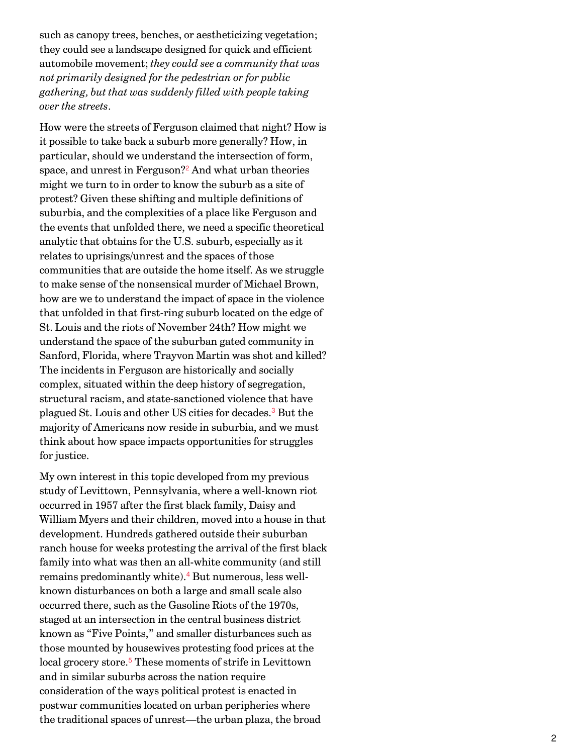such as canopy trees, benches, or aestheticizing vegetation; they could see a landscape designed for quick and efficient automobile movement; *they could see a community that was not primarily designed for the pedestrian or for public gathering, but that was suddenly filled with people taking over the streets*.

How were the streets of Ferguson claimed that night? How is it possible to take back a suburb more generally? How, in particular, should we understand the intersection of form, space, and unrest in Ferguson?[2] And what urban theories might we turn to in order to know the suburb as a site of protest? Given these shifting and multiple definitions of suburbia, and the complexities of a place like Ferguson and the events that unfolded there, we need a specific theoretical analytic that obtains for the U.S. suburb, especially as it relates to uprisings/unrest and the spaces of those communities that are outside the home itself. As we struggle to make sense of the nonsensical murder of Michael Brown, how are we to understand the impact of space in the violence that unfolded in that first-ring suburb located on the edge of St. Louis and the riots of November 24th? How might we understand the space of the suburban gated community in Sanford, Florida, where Trayvon Martin was shot and killed? The incidents in Ferguson are historically and socially complex, situated within the deep history of segregation, structural racism, and state-sanctioned violence that have plagued St. Louis and other US cities for decades.[3] But the majority of Americans now reside in suburbia, and we must think about how space impacts opportunities for struggles for justice.

My own interest in this topic developed from my previous study of Levittown, Pennsylvania, where a well-known riot occurred in 1957 after the first black family, Daisy and William Myers and their children, moved into a house in that development. Hundreds gathered outside their suburban ranch house for weeks protesting the arrival of the first black family into what was then an all-white community (and still remains predominantly white).[4] But numerous, less well-known disturbances on both a large and small scale also occurred there, such as the Gasoline Riots of the 1970s, staged at an intersection in the central business district known as "Five Points," and smaller disturbances such as those mounted by housewives protesting food prices at the local grocery store.[5] These moments of strife in Levittown and in similar suburbs across the nation require consideration of the ways political protest is enacted in postwar communities located on urban peripheries where the traditional spaces of unrest—the urban plaza, the broad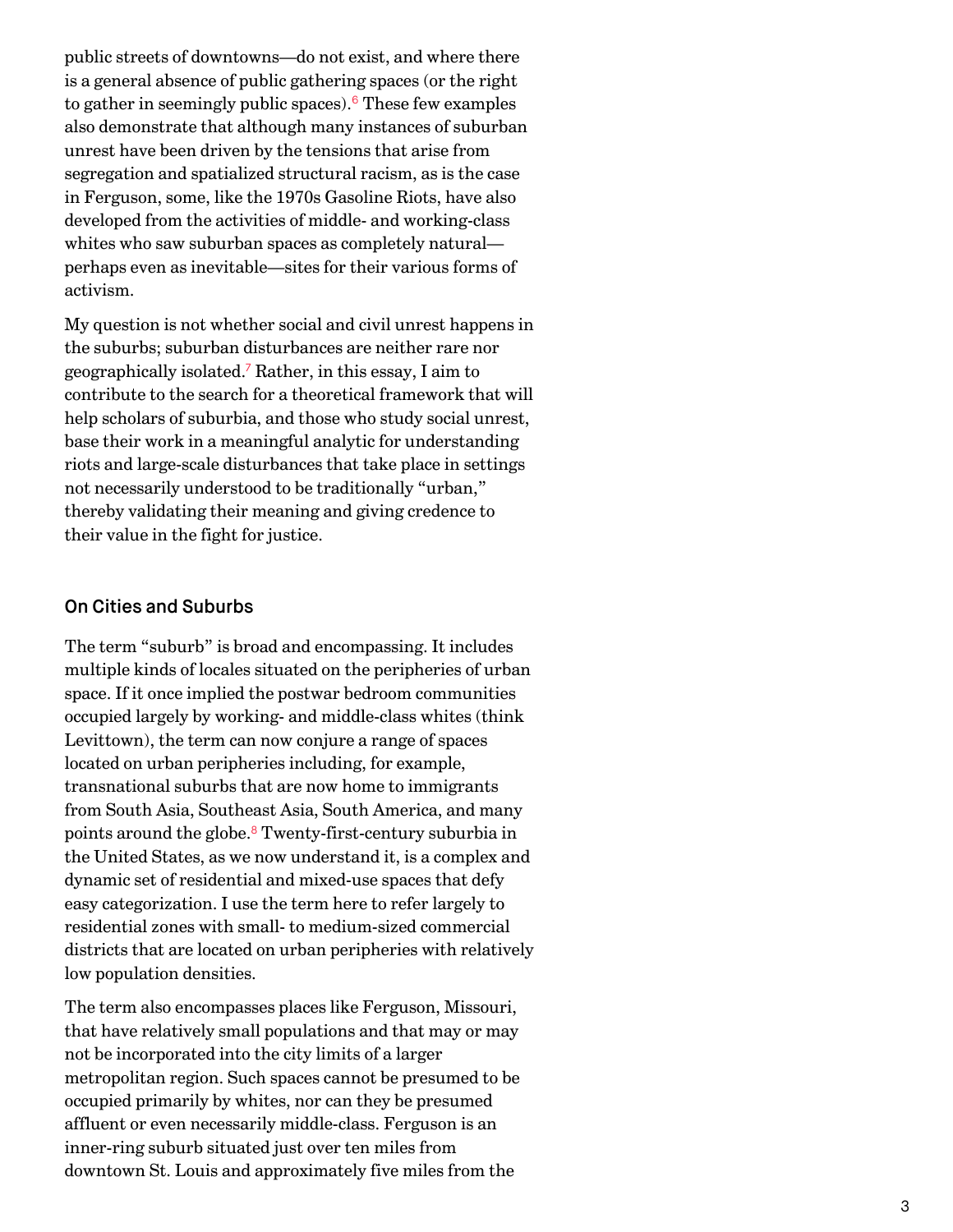public streets of downtowns—do not exist, and where there is a general absence of public gathering spaces (or the right to gather in seemingly public spaces).[6] These few examples also demonstrate that although many instances of suburban unrest have been driven by the tensions that arise from segregation and spatialized structural racism, as is the case in Ferguson, some, like the 1970s Gasoline Riots, have also developed from the activities of middle- and working-class whites who saw suburban spaces as completely natural—perhaps even as inevitable—sites for their various forms of activism.

My question is not whether social and civil unrest happens in the suburbs; suburban disturbances are neither rare nor geographically isolated.[7] Rather, in this essay, I aim to contribute to the search for a theoretical framework that will help scholars of suburbia, and those who study social unrest, base their work in a meaningful analytic for understanding riots and large-scale disturbances that take place in settings not necessarily understood to be traditionally "urban," thereby validating their meaning and giving credence to their value in the fight for justice.

## On Cities and Suburbs

The term "suburb" is broad and encompassing. It includes multiple kinds of locales situated on the peripheries of urban space. If it once implied the postwar bedroom communities occupied largely by working- and middle-class whites (think Levittown), the term can now conjure a range of spaces located on urban peripheries including, for example, transnational suburbs that are now home to immigrants from South Asia, Southeast Asia, South America, and many points around the globe.[8] Twenty-first-century suburbia in the United States, as we now understand it, is a complex and dynamic set of residential and mixed-use spaces that defy easy categorization. I use the term here to refer largely to residential zones with small- to medium-sized commercial districts that are located on urban peripheries with relatively low population densities.

The term also encompasses places like Ferguson, Missouri, that have relatively small populations and that may or may not be incorporated into the city limits of a larger metropolitan region. Such spaces cannot be presumed to be occupied primarily by whites, nor can they be presumed affluent or even necessarily middle-class. Ferguson is an inner-ring suburb situated just over ten miles from downtown St. Louis and approximately five miles from the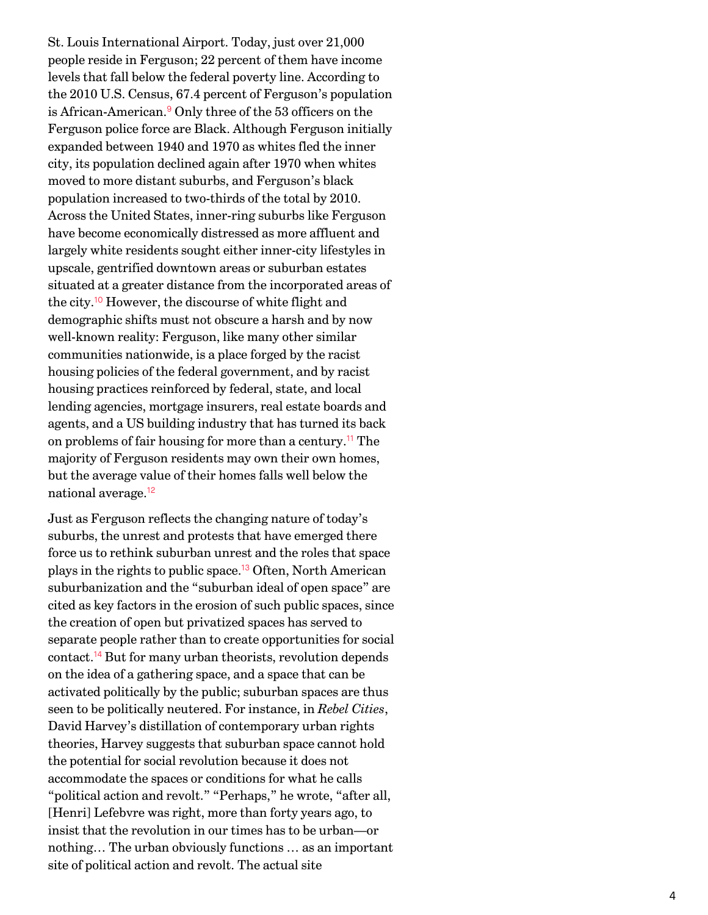St. Louis International Airport. Today, just over 21,000 people reside in Ferguson; 22 percent of them have income levels that fall below the federal poverty line. According to the 2010 U.S. Census, 67.4 percent of Ferguson's population is African-American.[9] Only three of the 53 officers on the Ferguson police force are Black. Although Ferguson initially expanded between 1940 and 1970 as whites fled the inner city, its population declined again after 1970 when whites moved to more distant suburbs, and Ferguson's black population increased to two-thirds of the total by 2010. Across the United States, inner-ring suburbs like Ferguson have become economically distressed as more affluent and largely white residents sought either inner-city lifestyles in upscale, gentrified downtown areas or suburban estates situated at a greater distance from the incorporated areas of the city.[10] However, the discourse of white flight and demographic shifts must not obscure a harsh and by now well-known reality: Ferguson, like many other similar communities nationwide, is a place forged by the racist housing policies of the federal government, and by racist housing practices reinforced by federal, state, and local lending agencies, mortgage insurers, real estate boards and agents, and a US building industry that has turned its back on problems of fair housing for more than a century.[11] The majority of Ferguson residents may own their own homes, but the average value of their homes falls well below the national average.[12]

Just as Ferguson reflects the changing nature of today's suburbs, the unrest and protests that have emerged there force us to rethink suburban unrest and the roles that space plays in the rights to public space.[13] Often, North American suburbanization and the "suburban ideal of open space" are cited as key factors in the erosion of such public spaces, since the creation of open but privatized spaces has served to separate people rather than to create opportunities for social contact.[14] But for many urban theorists, revolution depends on the idea of a gathering space, and a space that can be activated politically by the public; suburban spaces are thus seen to be politically neutered. For instance, in *Rebel Cities*, David Harvey's distillation of contemporary urban rights theories, Harvey suggests that suburban space cannot hold the potential for social revolution because it does not accommodate the spaces or conditions for what he calls "political action and revolt." "Perhaps," he wrote, "after all, [Henri] Lefebvre was right, more than forty years ago, to insist that the revolution in our times has to be urban—or nothing… The urban obviously functions … as an important site of political action and revolt. The actual site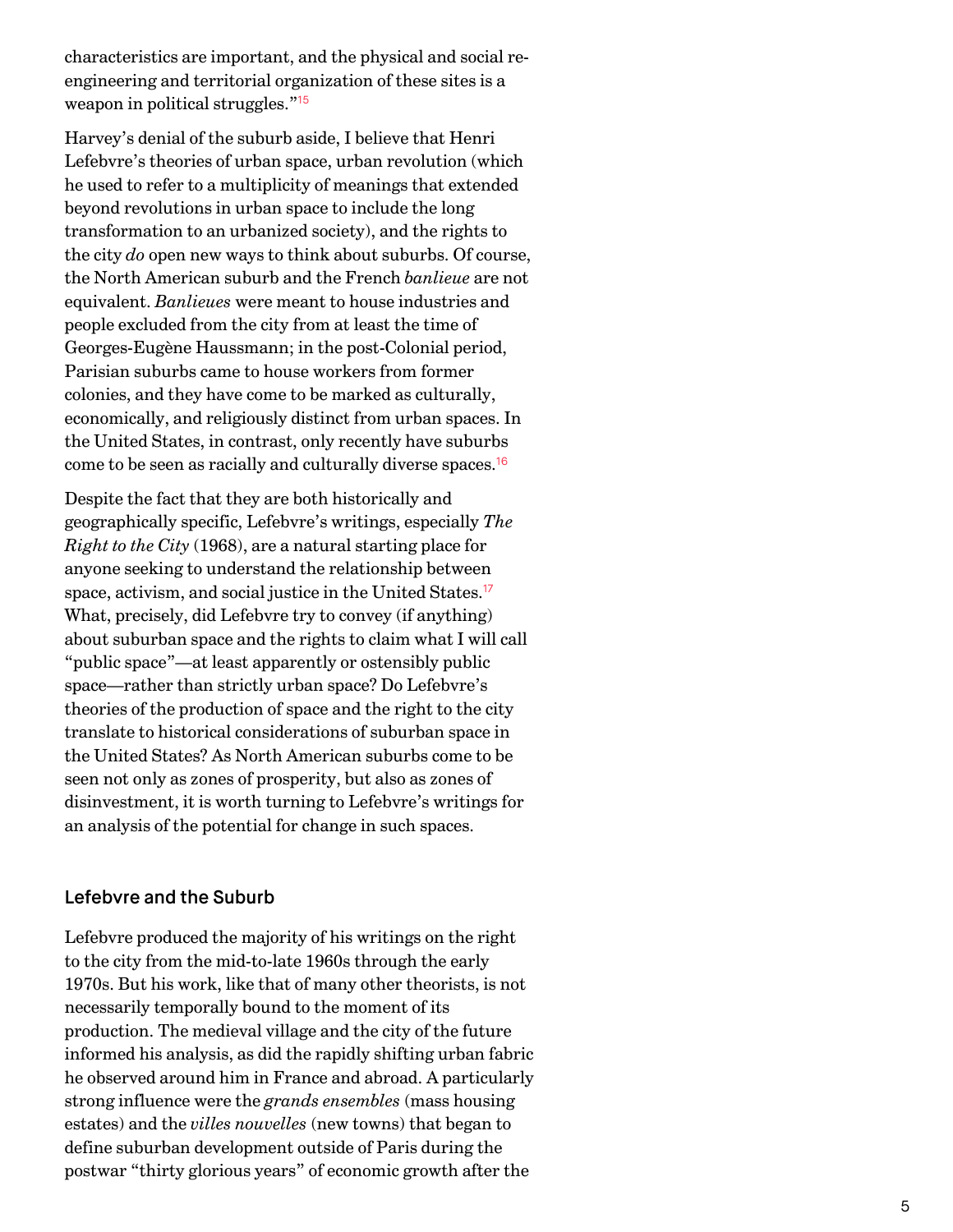characteristics are important, and the physical and social re-engineering and territorial organization of these sites is a weapon in political struggles."[15]

Harvey's denial of the suburb aside, I believe that Henri Lefebvre's theories of urban space, urban revolution (which he used to refer to a multiplicity of meanings that extended beyond revolutions in urban space to include the long transformation to an urbanized society), and the rights to the city *do* open new ways to think about suburbs. Of course, the North American suburb and the French *banlieue* are not equivalent. *Banlieues* were meant to house industries and people excluded from the city from at least the time of Georges-Eugène Haussmann; in the post-Colonial period, Parisian suburbs came to house workers from former colonies, and they have come to be marked as culturally, economically, and religiously distinct from urban spaces. In the United States, in contrast, only recently have suburbs come to be seen as racially and culturally diverse spaces.[16]

Despite the fact that they are both historically and geographically specific, Lefebvre's writings, especially *The Right to the City* (1968), are a natural starting place for anyone seeking to understand the relationship between space, activism, and social justice in the United States.[17] What, precisely, did Lefebvre try to convey (if anything) about suburban space and the rights to claim what I will call "public space"—at least apparently or ostensibly public space—rather than strictly urban space? Do Lefebvre's theories of the production of space and the right to the city translate to historical considerations of suburban space in the United States? As North American suburbs come to be seen not only as zones of prosperity, but also as zones of disinvestment, it is worth turning to Lefebvre's writings for an analysis of the potential for change in such spaces.

## Lefebvre and the Suburb

Lefebvre produced the majority of his writings on the right to the city from the mid-to-late 1960s through the early 1970s. But his work, like that of many other theorists, is not necessarily temporally bound to the moment of its production. The medieval village and the city of the future informed his analysis, as did the rapidly shifting urban fabric he observed around him in France and abroad. A particularly strong influence were the *grands ensembles* (mass housing estates) and the *villes nouvelles* (new towns) that began to define suburban development outside of Paris during the postwar "thirty glorious years" of economic growth after the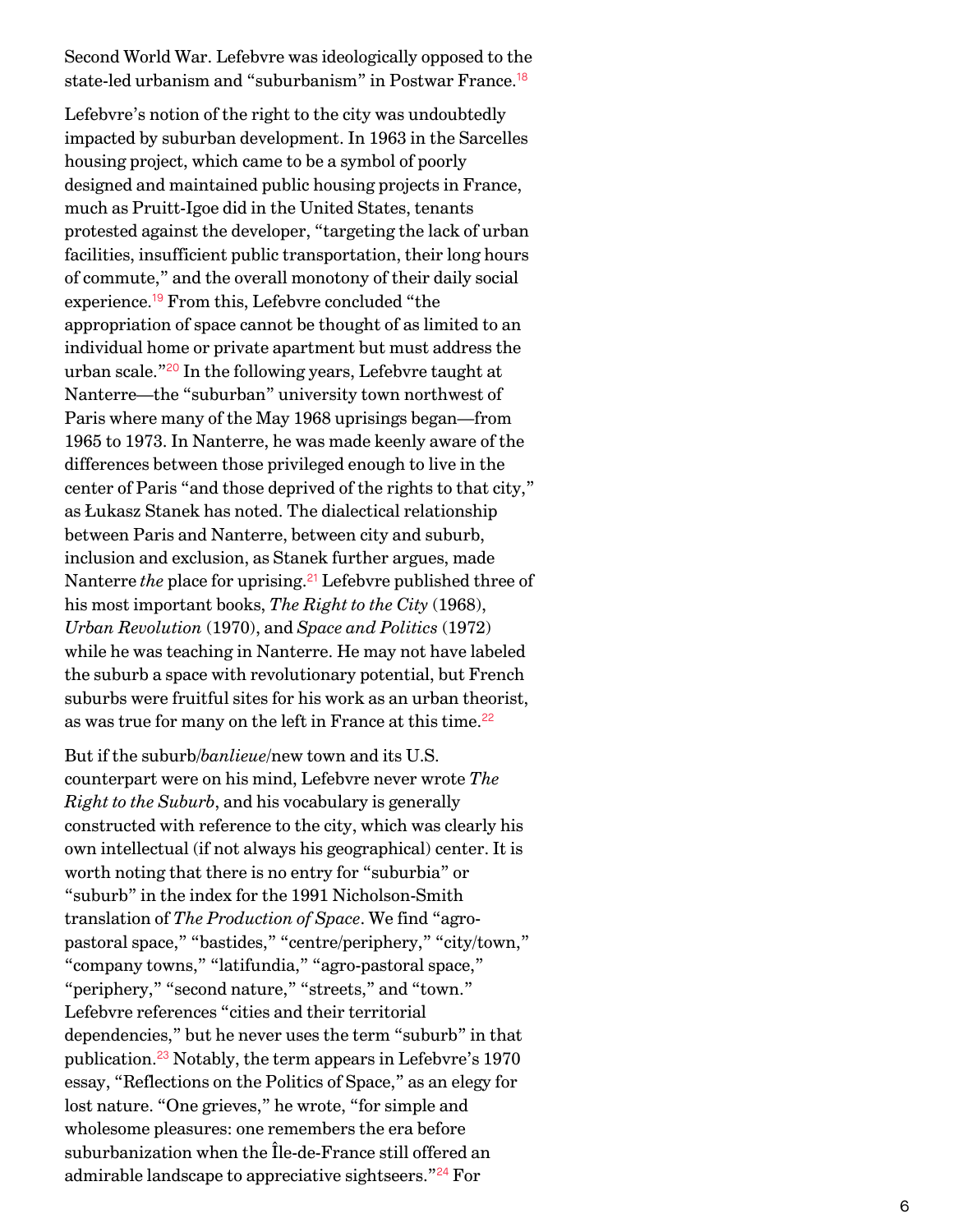Second World War. Lefebvre was ideologically opposed to the state-led urbanism and "suburbanism" in Postwar France.[18]

Lefebvre's notion of the right to the city was undoubtedly impacted by suburban development. In 1963 in the Sarcelles housing project, which came to be a symbol of poorly designed and maintained public housing projects in France, much as Pruitt-Igoe did in the United States, tenants protested against the developer, "targeting the lack of urban facilities, insufficient public transportation, their long hours of commute," and the overall monotony of their daily social experience.[19] From this, Lefebvre concluded "the appropriation of space cannot be thought of as limited to an individual home or private apartment but must address the urban scale."[20] In the following years, Lefebvre taught at Nanterre—the "suburban" university town northwest of Paris where many of the May 1968 uprisings began—from 1965 to 1973. In Nanterre, he was made keenly aware of the differences between those privileged enough to live in the center of Paris "and those deprived of the rights to that city," as Łukasz Stanek has noted. The dialectical relationship between Paris and Nanterre, between city and suburb, inclusion and exclusion, as Stanek further argues, made Nanterre *the* place for uprising.[21] Lefebvre published three of his most important books, *The Right to the City* (1968), *Urban Revolution* (1970), and *Space and Politics* (1972) while he was teaching in Nanterre. He may not have labeled the suburb a space with revolutionary potential, but French suburbs were fruitful sites for his work as an urban theorist, as was true for many on the left in France at this time.[22]

But if the suburb/*banlieue*/new town and its U.S. counterpart were on his mind, Lefebvre never wrote *The Right to the Suburb*, and his vocabulary is generally constructed with reference to the city, which was clearly his own intellectual (if not always his geographical) center. It is worth noting that there is no entry for "suburbia" or "suburb" in the index for the 1991 Nicholson-Smith translation of *The Production of Space*. We find "agro-pastoral space," "bastides," "centre/periphery," "city/town," "company towns," "latifundia," "agro-pastoral space," "periphery," "second nature," "streets," and "town." Lefebvre references "cities and their territorial dependencies," but he never uses the term "suburb" in that publication.[23] Notably, the term appears in Lefebvre's 1970 essay, "Reflections on the Politics of Space," as an elegy for lost nature. "One grieves," he wrote, "for simple and wholesome pleasures: one remembers the era before suburbanization when the Île-de-France still offered an admirable landscape to appreciative sightseers."[24] For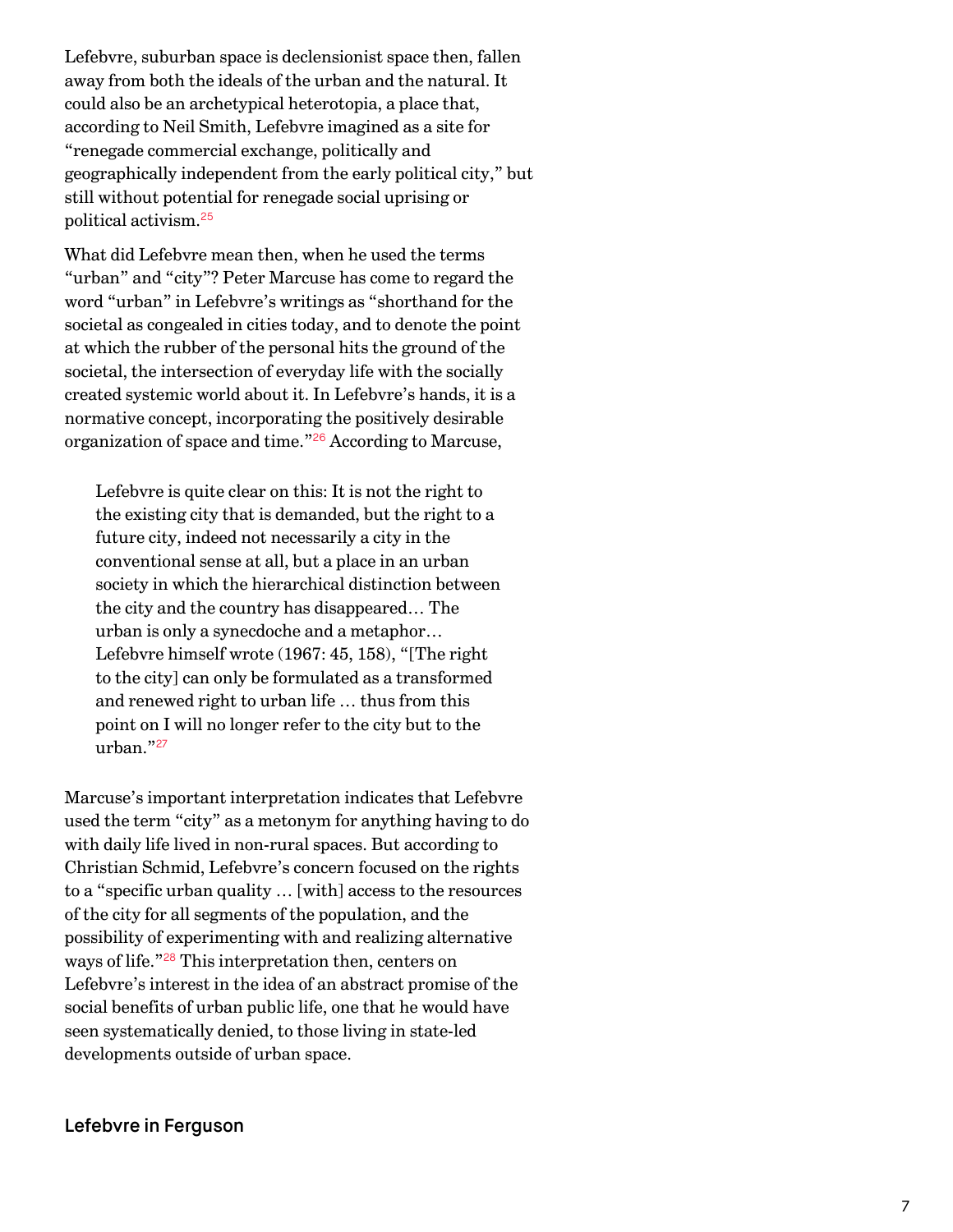Lefebvre, suburban space is declensionist space then, fallen away from both the ideals of the urban and the natural. It could also be an archetypical heterotopia, a place that, according to Neil Smith, Lefebvre imagined as a site for "renegade commercial exchange, politically and geographically independent from the early political city," but still without potential for renegade social uprising or political activism.[25]

What did Lefebvre mean then, when he used the terms "urban" and "city"? Peter Marcuse has come to regard the word "urban" in Lefebvre's writings as "shorthand for the societal as congealed in cities today, and to denote the point at which the rubber of the personal hits the ground of the societal, the intersection of everyday life with the socially created systemic world about it. In Lefebvre's hands, it is a normative concept, incorporating the positively desirable organization of space and time."[26] According to Marcuse,

> Lefebvre is quite clear on this: It is not the right to the existing city that is demanded, but the right to a future city, indeed not necessarily a city in the conventional sense at all, but a place in an urban society in which the hierarchical distinction between the city and the country has disappeared… The urban is only a synecdoche and a metaphor… Lefebvre himself wrote (1967: 45, 158), "[The right to the city] can only be formulated as a transformed and renewed right to urban life … thus from this point on I will no longer refer to the city but to the urban."[27]

Marcuse's important interpretation indicates that Lefebvre used the term "city" as a metonym for anything having to do with daily life lived in non-rural spaces. But according to Christian Schmid, Lefebvre's concern focused on the rights to a "specific urban quality … [with] access to the resources of the city for all segments of the population, and the possibility of experimenting with and realizing alternative ways of life."[28] This interpretation then, centers on Lefebvre's interest in the idea of an abstract promise of the social benefits of urban public life, one that he would have seen systematically denied, to those living in state-led developments outside of urban space.

## Lefebvre in Ferguson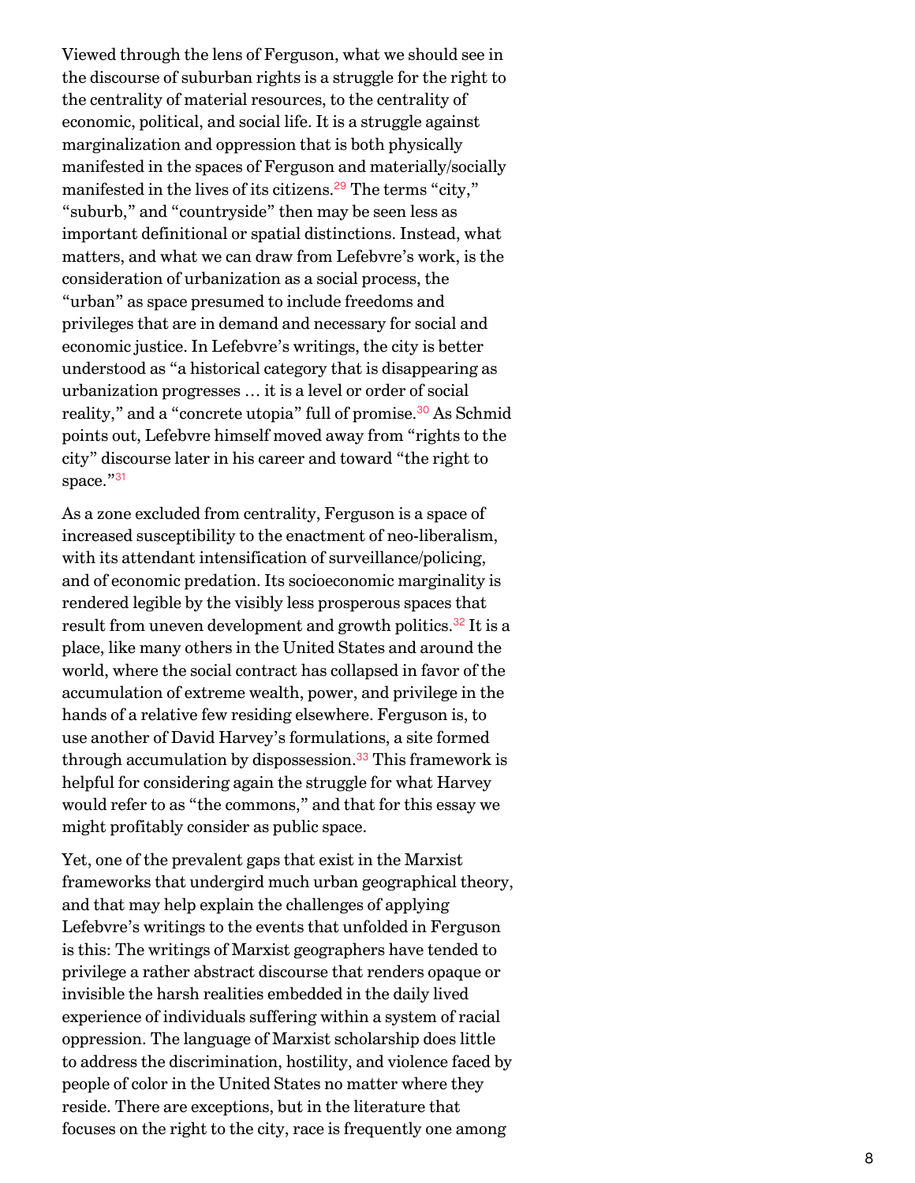Viewed through the lens of Ferguson, what we should see in the discourse of suburban rights is a struggle for the right to the centrality of material resources, to the centrality of economic, political, and social life. It is a struggle against marginalization and oppression that is both physically manifested in the spaces of Ferguson and materially/socially manifested in the lives of its citizens.[29] The terms "city," "suburb," and "countryside" then may be seen less as important definitional or spatial distinctions. Instead, what matters, and what we can draw from Lefebvre's work, is the consideration of urbanization as a social process, the "urban" as space presumed to include freedoms and privileges that are in demand and necessary for social and economic justice. In Lefebvre's writings, the city is better understood as "a historical category that is disappearing as urbanization progresses … it is a level or order of social reality," and a "concrete utopia" full of promise.[30] As Schmid points out, Lefebvre himself moved away from "rights to the city" discourse later in his career and toward "the right to space."[31]

As a zone excluded from centrality, Ferguson is a space of increased susceptibility to the enactment of neo-liberalism, with its attendant intensification of surveillance/policing, and of economic predation. Its socioeconomic marginality is rendered legible by the visibly less prosperous spaces that result from uneven development and growth politics.[32] It is a place, like many others in the United States and around the world, where the social contract has collapsed in favor of the accumulation of extreme wealth, power, and privilege in the hands of a relative few residing elsewhere. Ferguson is, to use another of David Harvey's formulations, a site formed through accumulation by dispossession.[33] This framework is helpful for considering again the struggle for what Harvey would refer to as "the commons," and that for this essay we might profitably consider as public space.

Yet, one of the prevalent gaps that exist in the Marxist frameworks that undergird much urban geographical theory, and that may help explain the challenges of applying Lefebvre's writings to the events that unfolded in Ferguson is this: The writings of Marxist geographers have tended to privilege a rather abstract discourse that renders opaque or invisible the harsh realities embedded in the daily lived experience of individuals suffering within a system of racial oppression. The language of Marxist scholarship does little to address the discrimination, hostility, and violence faced by people of color in the United States no matter where they reside. There are exceptions, but in the literature that focuses on the right to the city, race is frequently one among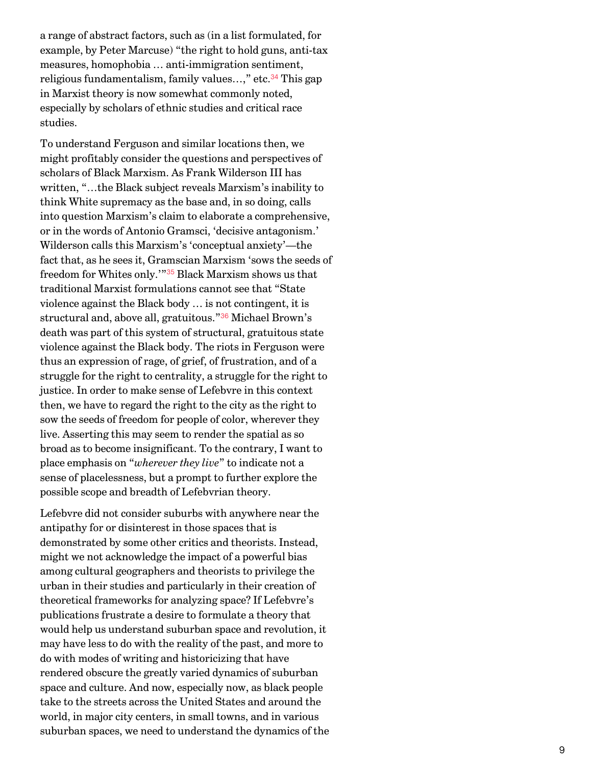a range of abstract factors, such as (in a list formulated, for example, by Peter Marcuse) "the right to hold guns, anti-tax measures, homophobia … anti-immigration sentiment, religious fundamentalism, family values…," etc.[34] This gap in Marxist theory is now somewhat commonly noted, especially by scholars of ethnic studies and critical race studies.

To understand Ferguson and similar locations then, we might profitably consider the questions and perspectives of scholars of Black Marxism. As Frank Wilderson III has written, "…the Black subject reveals Marxism's inability to think White supremacy as the base and, in so doing, calls into question Marxism's claim to elaborate a comprehensive, or in the words of Antonio Gramsci, 'decisive antagonism.' Wilderson calls this Marxism's 'conceptual anxiety'—the fact that, as he sees it, Gramscian Marxism 'sows the seeds of freedom for Whites only.'"[35] Black Marxism shows us that traditional Marxist formulations cannot see that "State violence against the Black body … is not contingent, it is structural and, above all, gratuitous."[36] Michael Brown's death was part of this system of structural, gratuitous state violence against the Black body. The riots in Ferguson were thus an expression of rage, of grief, of frustration, and of a struggle for the right to centrality, a struggle for the right to justice. In order to make sense of Lefebvre in this context then, we have to regard the right to the city as the right to sow the seeds of freedom for people of color, wherever they live. Asserting this may seem to render the spatial as so broad as to become insignificant. To the contrary, I want to place emphasis on "*wherever they live*" to indicate not a sense of placelessness, but a prompt to further explore the possible scope and breadth of Lefebvrian theory.

Lefebvre did not consider suburbs with anywhere near the antipathy for or disinterest in those spaces that is demonstrated by some other critics and theorists. Instead, might we not acknowledge the impact of a powerful bias among cultural geographers and theorists to privilege the urban in their studies and particularly in their creation of theoretical frameworks for analyzing space? If Lefebvre's publications frustrate a desire to formulate a theory that would help us understand suburban space and revolution, it may have less to do with the reality of the past, and more to do with modes of writing and historicizing that have rendered obscure the greatly varied dynamics of suburban space and culture. And now, especially now, as black people take to the streets across the United States and around the world, in major city centers, in small towns, and in various suburban spaces, we need to understand the dynamics of the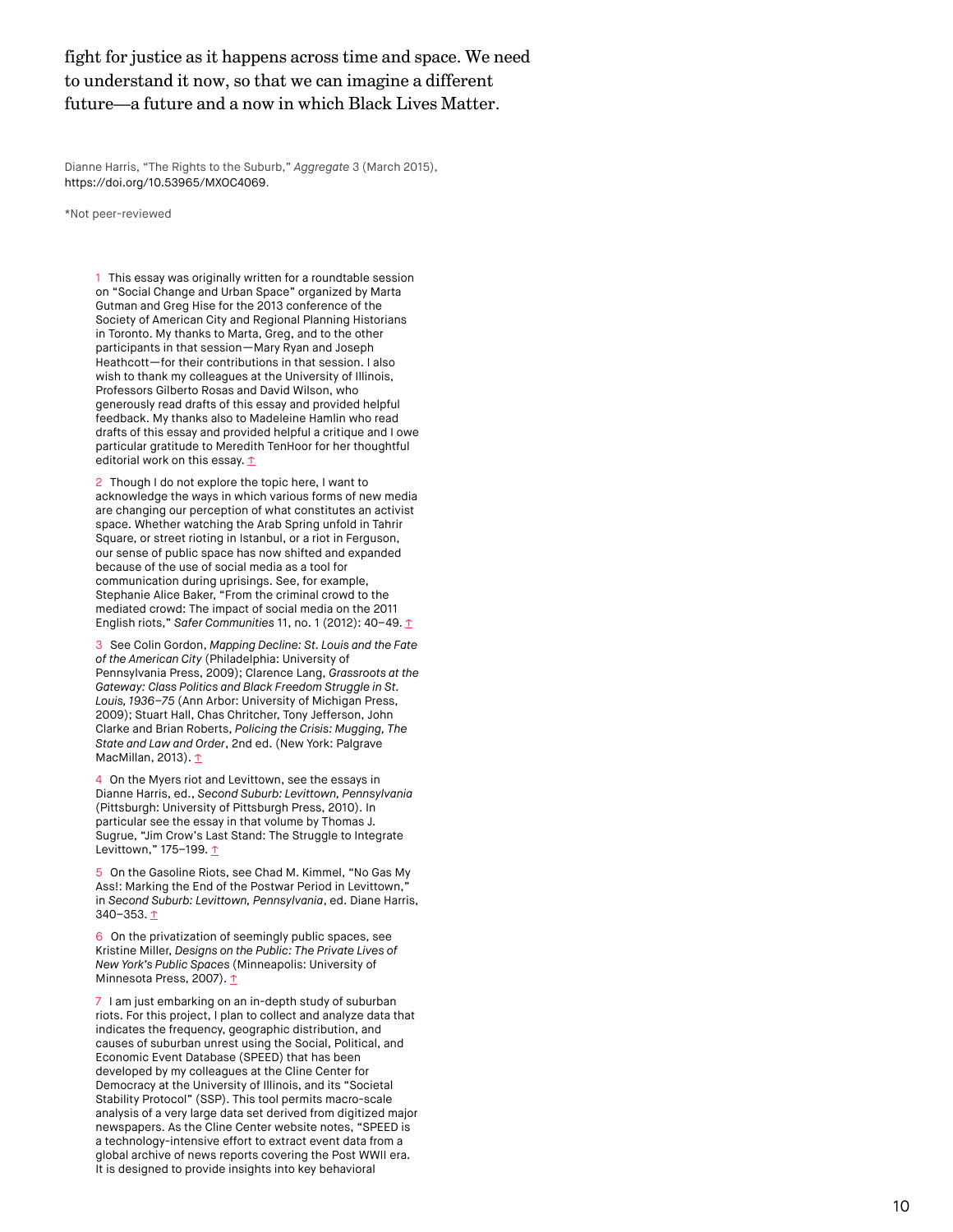fight for justice as it happens across time and space. We need to understand it now, so that we can imagine a different future—a future and a now in which Black Lives Matter.

Dianne Harris, "The Rights to the Suburb," *Aggregate* 3 (March 2015), https://doi.org/10.53965/MXOC4069.

*Not peer-reviewed

1 This essay was originally written for a roundtable session on "Social Change and Urban Space" organized by Marta Gutman and Greg Hise for the 2013 conference of the Society of American City and Regional Planning Historians in Toronto. My thanks to Marta, Greg, and to the other participants in that session—Mary Ryan and Joseph Heathcott—for their contributions in that session. I also wish to thank my colleagues at the University of Illinois, Professors Gilberto Rosas and David Wilson, who generously read drafts of this essay and provided helpful feedback. My thanks also to Madeleine Hamlin who read drafts of this essay and provided helpful a critique and I owe particular gratitude to Meredith TenHoor for her thoughtful editorial work on this essay. ↑

2 Though I do not explore the topic here, I want to acknowledge the ways in which various forms of new media are changing our perception of what constitutes an activist space. Whether watching the Arab Spring unfold in Tahrir Square, or street rioting in Istanbul, or a riot in Ferguson, our sense of public space has now shifted and expanded because of the use of social media as a tool for communication during uprisings. See, for example, Stephanie Alice Baker, "From the criminal crowd to the mediated crowd: The impact of social media on the 2011 English riots," *Safer Communities* 11, no. 1 (2012): 40–49. ↑

3 See Colin Gordon, *Mapping Decline: St. Louis and the Fate of the American City* (Philadelphia: University of Pennsylvania Press, 2009); Clarence Lang, *Grassroots at the Gateway: Class Politics and Black Freedom Struggle in St. Louis, 1936–75* (Ann Arbor: University of Michigan Press, 2009); Stuart Hall, Chas Critcher, Tony Jefferson, John Clarke and Brian Roberts, *Policing the Crisis: Mugging, The State and Law and Order*, 2nd ed. (New York: Palgrave MacMillan, 2013). ↑

4 On the Myers riot and Levittown, see the essays in Dianne Harris, ed., *Second Suburb: Levittown, Pennsylvania* (Pittsburgh: University of Pittsburgh Press, 2010). In particular see the essay in that volume by Thomas J. Sugrue, "Jim Crow's Last Stand: The Struggle to Integrate Levittown," 175–199. ↑

5 On the Gasoline Riots, see Chad M. Kimmel, "No Gas My Ass!: Marking the End of the Postwar Period in Levittown," in *Second Suburb: Levittown, Pennsylvania*, ed. Diane Harris, 340–353. ↑

6 On the privatization of seemingly public spaces, see Kristine Miller, *Designs on the Public: The Private Lives of New York's Public Spaces* (Minneapolis: University of Minnesota Press, 2007). ↑

7 I am just embarking on an in-depth study of suburban riots. For this project, I plan to collect and analyze data that indicates the frequency, geographic distribution, and causes of suburban unrest using the Social, Political, and Economic Event Database (SPEED) that has been developed by my colleagues at the Cline Center for Democracy at the University of Illinois, and its "Societal Stability Protocol" (SSP). This tool permits macro-scale analysis of a very large data set derived from digitized major newspapers. As the Cline Center website notes, "SPEED is a technology-intensive effort to extract event data from a global archive of news reports covering the Post WWII era. It is designed to provide insights into key behavioral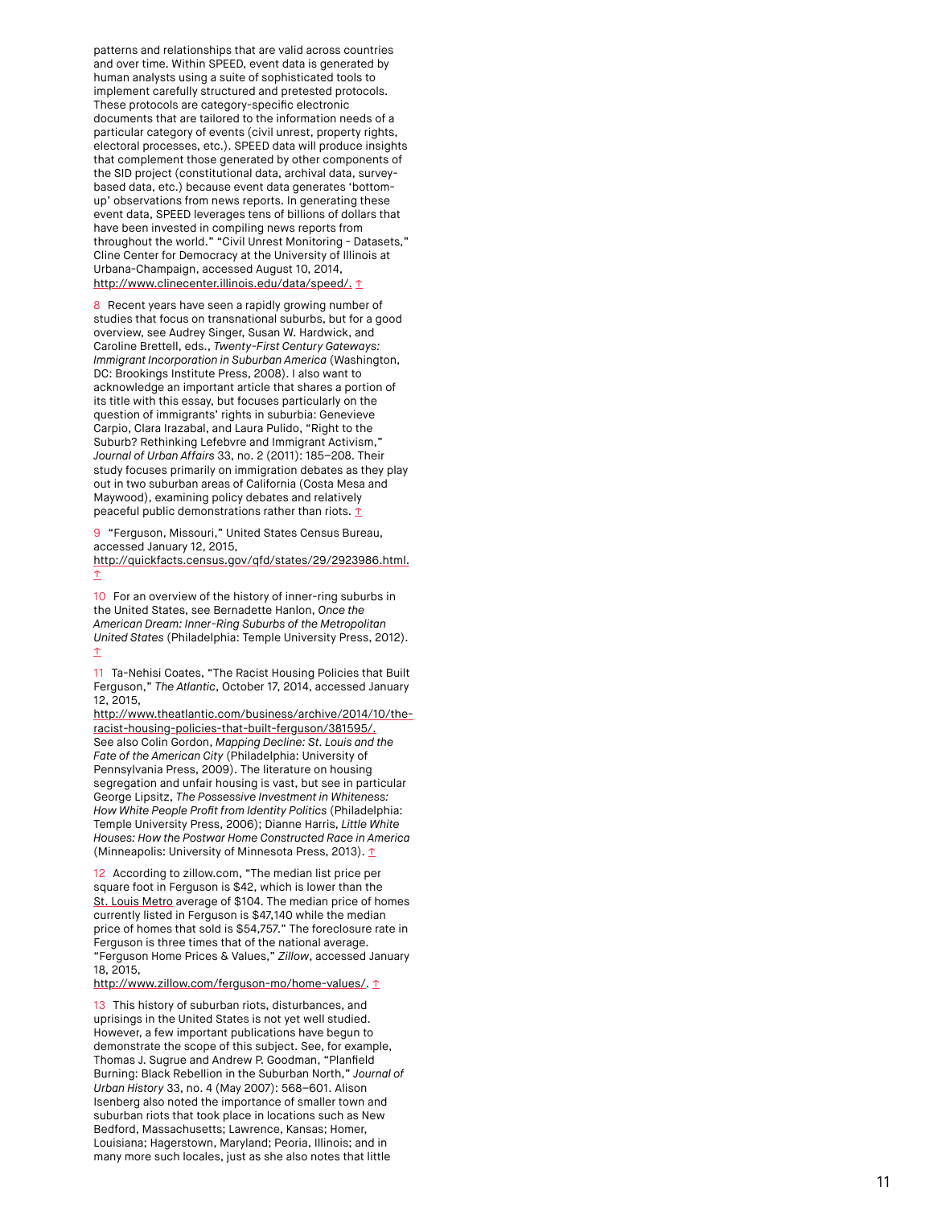patterns and relationships that are valid across countries and over time. Within SPEED, event data is generated by human analysts using a suite of sophisticated tools to implement carefully structured and pretested protocols. These protocols are category-specific electronic documents that are tailored to the information needs of a particular category of events (civil unrest, property rights, electoral processes, etc.). SPEED data will produce insights that complement those generated by other components of the SID project (constitutional data, archival data, survey-based data, etc.) because event data generates 'bottom-up' observations from news reports. In generating these event data, SPEED leverages tens of billions of dollars that have been invested in compiling news reports from throughout the world." "Civil Unrest Monitoring - Datasets," Cline Center for Democracy at the University of Illinois at Urbana-Champaign, accessed August 10, 2014, http://www.clinecenter.illinois.edu/data/speed/. ↑

8 Recent years have seen a rapidly growing number of studies that focus on transnational suburbs, but for a good overview, see Audrey Singer, Susan W. Hardwick, and Caroline Brettell, eds., *Twenty-First Century Gateways: Immigrant Incorporation in Suburban America* (Washington, DC: Brookings Institute Press, 2008). I also want to acknowledge an important article that shares a portion of its title with this essay, but focuses particularly on the question of immigrants' rights in suburbia: Genevieve Carpio, Clara Irazabal, and Laura Pulido, "Right to the Suburb? Rethinking Lefebvre and Immigrant Activism," *Journal of Urban Affairs* 33, no. 2 (2011): 185–208. Their study focuses primarily on immigration debates as they play out in two suburban areas of California (Costa Mesa and Maywood), examining policy debates and relatively peaceful public demonstrations rather than riots. ↑

9 "Ferguson, Missouri," United States Census Bureau, accessed January 12, 2015, http://quickfacts.census.gov/qfd/states/29/2923986.html. ↑

10 For an overview of the history of inner-ring suburbs in the United States, see Bernadette Hanlon, *Once the American Dream: Inner-Ring Suburbs of the Metropolitan United States* (Philadelphia: Temple University Press, 2012). ↑

11 Ta-Nehisi Coates, "The Racist Housing Policies that Built Ferguson," *The Atlantic*, October 17, 2014, accessed January 12, 2015, http://www.theatlantic.com/business/archive/2014/10/the-racist-housing-policies-that-built-ferguson/381595/. See also Colin Gordon, *Mapping Decline: St. Louis and the Fate of the American City* (Philadelphia: University of Pennsylvania Press, 2009). The literature on housing segregation and unfair housing is vast, but see in particular George Lipsitz, *The Possessive Investment in Whiteness: How White People Profit from Identity Politics* (Philadelphia: Temple University Press, 2006); Dianne Harris, *Little White Houses: How the Postwar Home Constructed Race in America* (Minneapolis: University of Minnesota Press, 2013). ↑

12 According to zillow.com, "The median list price per square foot in Ferguson is $42, which is lower than the St. Louis Metro average of $104. The median price of homes currently listed in Ferguson is $47,140 while the median price of homes that sold is $54,757." The foreclosure rate in Ferguson is three times that of the national average. "Ferguson Home Prices & Values," *Zillow*, accessed January 18, 2015, http://www.zillow.com/ferguson-mo/home-values/. ↑

13 This history of suburban riots, disturbances, and uprisings in the United States is not yet well studied. However, a few important publications have begun to demonstrate the scope of this subject. See, for example, Thomas J. Sugrue and Andrew P. Goodman, "Planfield Burning: Black Rebellion in the Suburban North," *Journal of Urban History* 33, no. 4 (May 2007): 568–601. Alison Isenberg also noted the importance of smaller town and suburban riots that took place in locations such as New Bedford, Massachusetts; Lawrence, Kansas; Homer, Louisiana; Hagerstown, Maryland; Peoria, Illinois; and in many more such locales, just as she also notes that little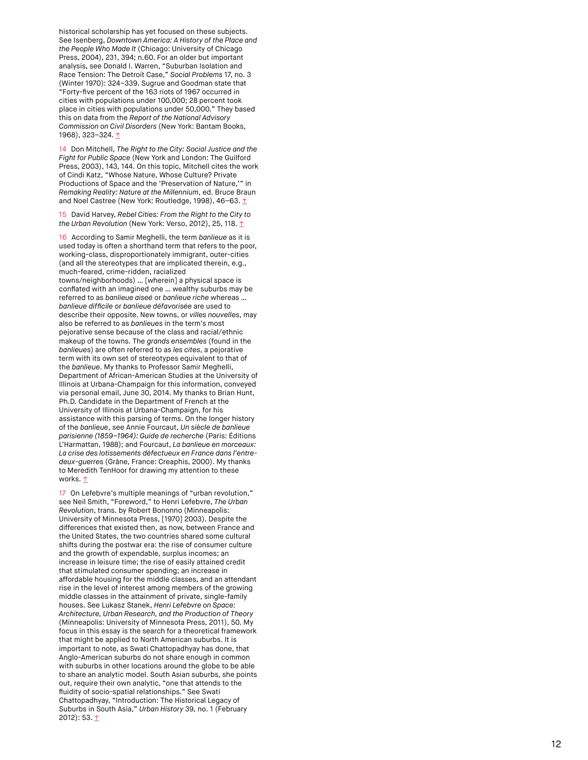historical scholarship has yet focused on these subjects. See Isenberg, *Downtown America: A History of the Place and the People Who Made It* (Chicago: University of Chicago Press, 2004), 231, 394; n.60. For an older but important analysis, see Donald I. Warren, "Suburban Isolation and Race Tension: The Detroit Case," *Social Problems* 17, no. 3 (Winter 1970): 324–339. Sugrue and Goodman state that "Forty-five percent of the 163 riots of 1967 occurred in cities with populations under 100,000; 28 percent took place in cities with populations under 50,000." They based this on data from the *Report of the National Advisory Commission on Civil Disorders* (New York: Bantam Books, 1968), 323–324. ↑

14 Don Mitchell, *The Right to the City: Social Justice and the Fight for Public Space* (New York and London: The Guilford Press, 2003), 143, 144. On this topic, Mitchell cites the work of Cindi Katz, "Whose Nature, Whose Culture? Private Productions of Space and the 'Preservation of Nature,'" in *Remaking Reality: Nature at the Millennium*, ed. Bruce Braun and Noel Castree (New York: Routledge, 1998), 46–63. ↑

15 David Harvey, *Rebel Cities: From the Right to the City to the Urban Revolution* (New York: Verso, 2012), 25, 118. ↑

16 According to Samir Meghelli, the term *banlieue* as it is used today is often a shorthand term that refers to the poor, working-class, disproportionately immigrant, outer-cities (and all the stereotypes that are implicated therein, e.g., much-feared, crime-ridden, racialized towns/neighborhoods) … [wherein] a physical space is conflated with an imagined one … wealthy suburbs may be referred to as *banlieue aiseé* or *banlieue riche* whereas … *banlieue difficile* or *banlieue défavorisée* are used to describe their opposite. New towns, or *villes nouvelles*, may also be referred to as *banlieues* in the term's most pejorative sense because of the class and racial/ethnic makeup of the towns. The *grands ensembles* (found in the *banlieues*) are often referred to as *les cites*, a pejorative term with its own set of stereotypes equivalent to that of the *banlieue*. My thanks to Professor Samir Meghelli, Department of African-American Studies at the University of Illinois at Urbana-Champaign for this information, conveyed via personal email, June 30, 2014. My thanks to Brian Hunt, Ph.D. Candidate in the Department of French at the University of Illinois at Urbana-Champaign, for his assistance with this parsing of terms. On the longer history of the *banlieue*, see Annie Fourcaut, *Un siècle de banlieue parisienne (1859–1964): Guide de recherche* (Paris: Éditions L'Harmattan, 1988); and Fourcaut, *La banlieue en morceaux: La crise des lotissements défectueux en France dans l'entre-deux-guerres* (Grâne, France: Creaphis, 2000). My thanks to Meredith TenHoor for drawing my attention to these works. ↑

17 On Lefebvre's multiple meanings of "urban revolution," see Neil Smith, "Foreword," to Henri Lefebvre, *The Urban Revolution*, trans. by Robert Bononno (Minneapolis: University of Minnesota Press, [1970] 2003). Despite the differences that existed then, as now, between France and the United States, the two countries shared some cultural shifts during the postwar era: the rise of consumer culture and the growth of expendable, surplus incomes; an increase in leisure time; the rise of easily attained credit that stimulated consumer spending; an increase in affordable housing for the middle classes, and an attendant rise in the level of interest among members of the growing middle classes in the attainment of private, single-family houses. See Lukasz Stanek, *Henri Lefebvre on Space: Architecture, Urban Research, and the Production of Theory* (Minneapolis: University of Minnesota Press, 2011), 50. My focus in this essay is the search for a theoretical framework that might be applied to North American suburbs. It is important to note, as Swati Chattopadhyay has done, that Anglo-American suburbs do not share enough in common with suburbs in other locations around the globe to be able to share an analytic model. South Asian suburbs, she points out, require their own analytic, "one that attends to the fluidity of socio-spatial relationships." See Swati Chattopadhyay, "Introduction: The Historical Legacy of Suburbs in South Asia," *Urban History* 39, no. 1 (February 2012): 53. ↑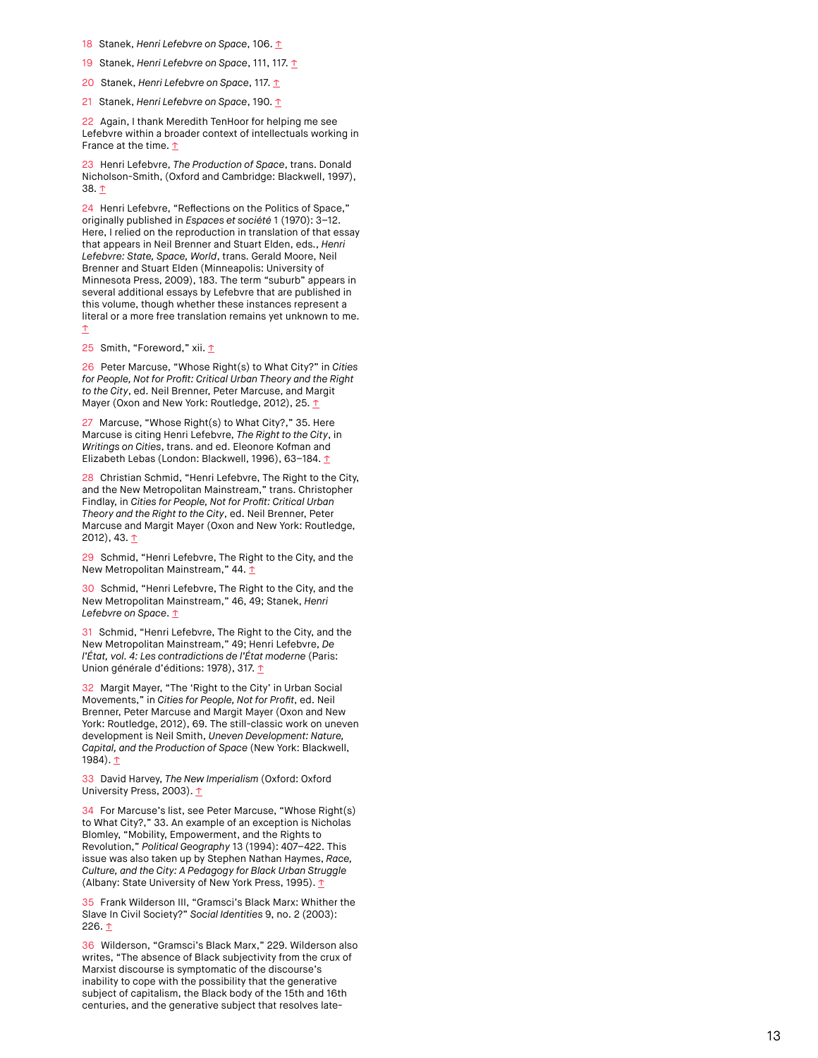18 Stanek, *Henri Lefebvre on Space*, 106. ↑

19 Stanek, *Henri Lefebvre on Space*, 111, 117. ↑

20 Stanek, *Henri Lefebvre on Space*, 117. ↑

21 Stanek, *Henri Lefebvre on Space*, 190. ↑

22 Again, I thank Meredith TenHoor for helping me see Lefebvre within a broader context of intellectuals working in France at the time. ↑

23 Henri Lefebvre, *The Production of Space*, trans. Donald Nicholson-Smith, (Oxford and Cambridge: Blackwell, 1997), 38. ↑

24 Henri Lefebvre, "Reflections on the Politics of Space," originally published in *Espaces et société* 1 (1970): 3–12. Here, I relied on the reproduction in translation of that essay that appears in Neil Brenner and Stuart Elden, eds., *Henri Lefebvre: State, Space, World*, trans. Gerald Moore, Neil Brenner and Stuart Elden (Minneapolis: University of Minnesota Press, 2009), 183. The term "suburb" appears in several additional essays by Lefebvre that are published in this volume, though whether these instances represent a literal or a more free translation remains yet unknown to me. ↑

25 Smith, "Foreword," xii. ↑

26 Peter Marcuse, "Whose Right(s) to What City?" in *Cities for People, Not for Profit: Critical Urban Theory and the Right to the City*, ed. Neil Brenner, Peter Marcuse, and Margit Mayer (Oxon and New York: Routledge, 2012), 25. ↑

27 Marcuse, "Whose Right(s) to What City?," 35. Here Marcuse is citing Henri Lefebvre, *The Right to the City*, in *Writings on Cities*, trans. and ed. Eleonore Kofman and Elizabeth Lebas (London: Blackwell, 1996), 63–184. ↑

28 Christian Schmid, "Henri Lefebvre, The Right to the City, and the New Metropolitan Mainstream," trans. Christopher Findlay, in *Cities for People, Not for Profit: Critical Urban Theory and the Right to the City*, ed. Neil Brenner, Peter Marcuse and Margit Mayer (Oxon and New York: Routledge, 2012), 43. ↑

29 Schmid, "Henri Lefebvre, The Right to the City, and the New Metropolitan Mainstream," 44. ↑

30 Schmid, "Henri Lefebvre, The Right to the City, and the New Metropolitan Mainstream," 46, 49; Stanek, *Henri Lefebvre on Space*. ↑

31 Schmid, "Henri Lefebvre, The Right to the City, and the New Metropolitan Mainstream," 49; Henri Lefebvre, *De l'État, vol. 4: Les contradictions de l'État moderne* (Paris: Union générale d'éditions: 1978), 317. ↑

32 Margit Mayer, "The 'Right to the City' in Urban Social Movements," in *Cities for People, Not for Profit*, ed. Neil Brenner, Peter Marcuse and Margit Mayer (Oxon and New York: Routledge, 2012), 69. The still-classic work on uneven development is Neil Smith, *Uneven Development: Nature, Capital, and the Production of Space* (New York: Blackwell, 1984). ↑

33 David Harvey, *The New Imperialism* (Oxford: Oxford University Press, 2003). ↑

34 For Marcuse's list, see Peter Marcuse, "Whose Right(s) to What City?," 33. An example of an exception is Nicholas Blomley, "Mobility, Empowerment, and the Rights to Revolution," *Political Geography* 13 (1994): 407–422. This issue was also taken up by Stephen Nathan Haymes, *Race, Culture, and the City: A Pedagogy for Black Urban Struggle* (Albany: State University of New York Press, 1995). ↑

35 Frank Wilderson III, "Gramsci's Black Marx: Whither the Slave In Civil Society?" *Social Identities* 9, no. 2 (2003): 226. ↑

36 Wilderson, "Gramsci's Black Marx," 229. Wilderson also writes, "The absence of Black subjectivity from the crux of Marxist discourse is symptomatic of the discourse's inability to cope with the possibility that the generative subject of capitalism, the Black body of the 15th and 16th centuries, and the generative subject that resolves late-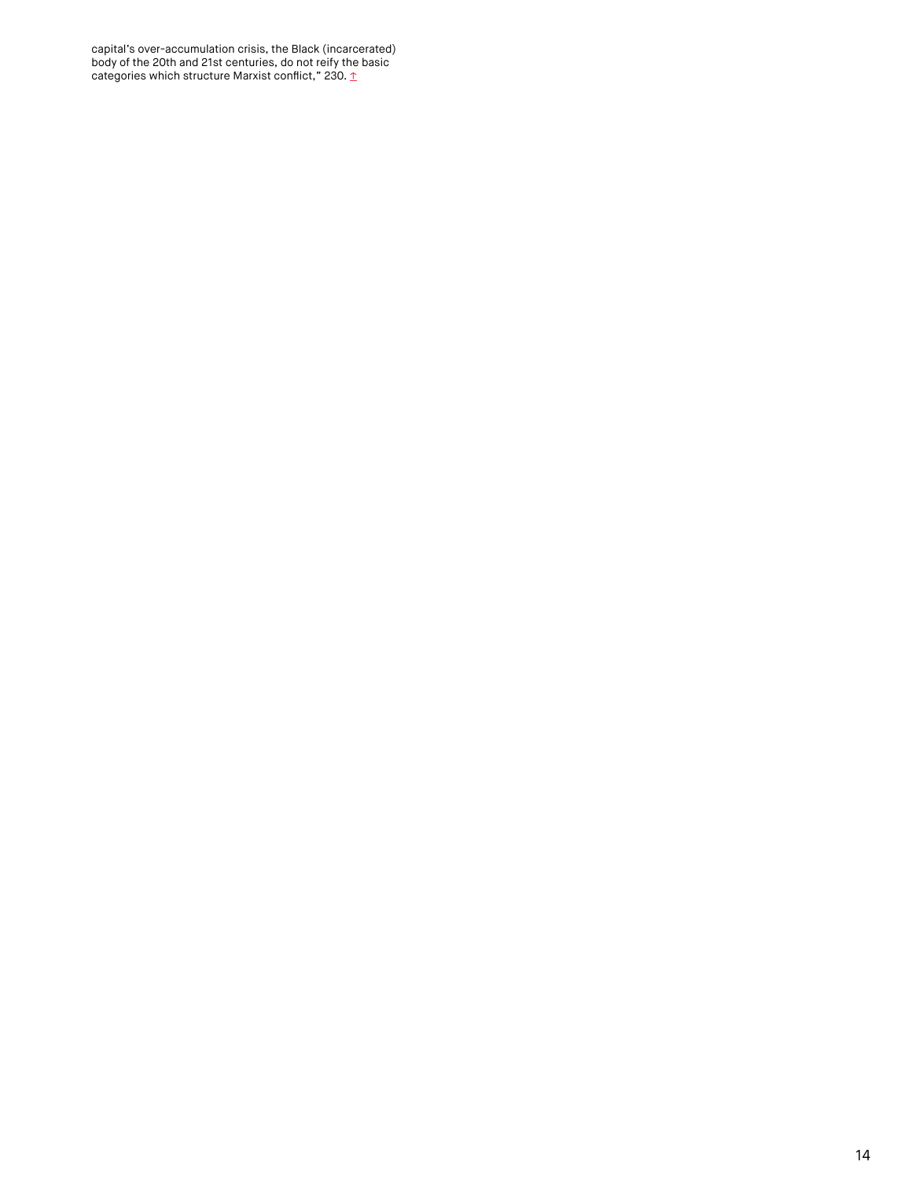capital's over-accumulation crisis, the Black (incarcerated) body of the 20th and 21st centuries, do not reify the basic categories which structure Marxist conflict," 230. ↑